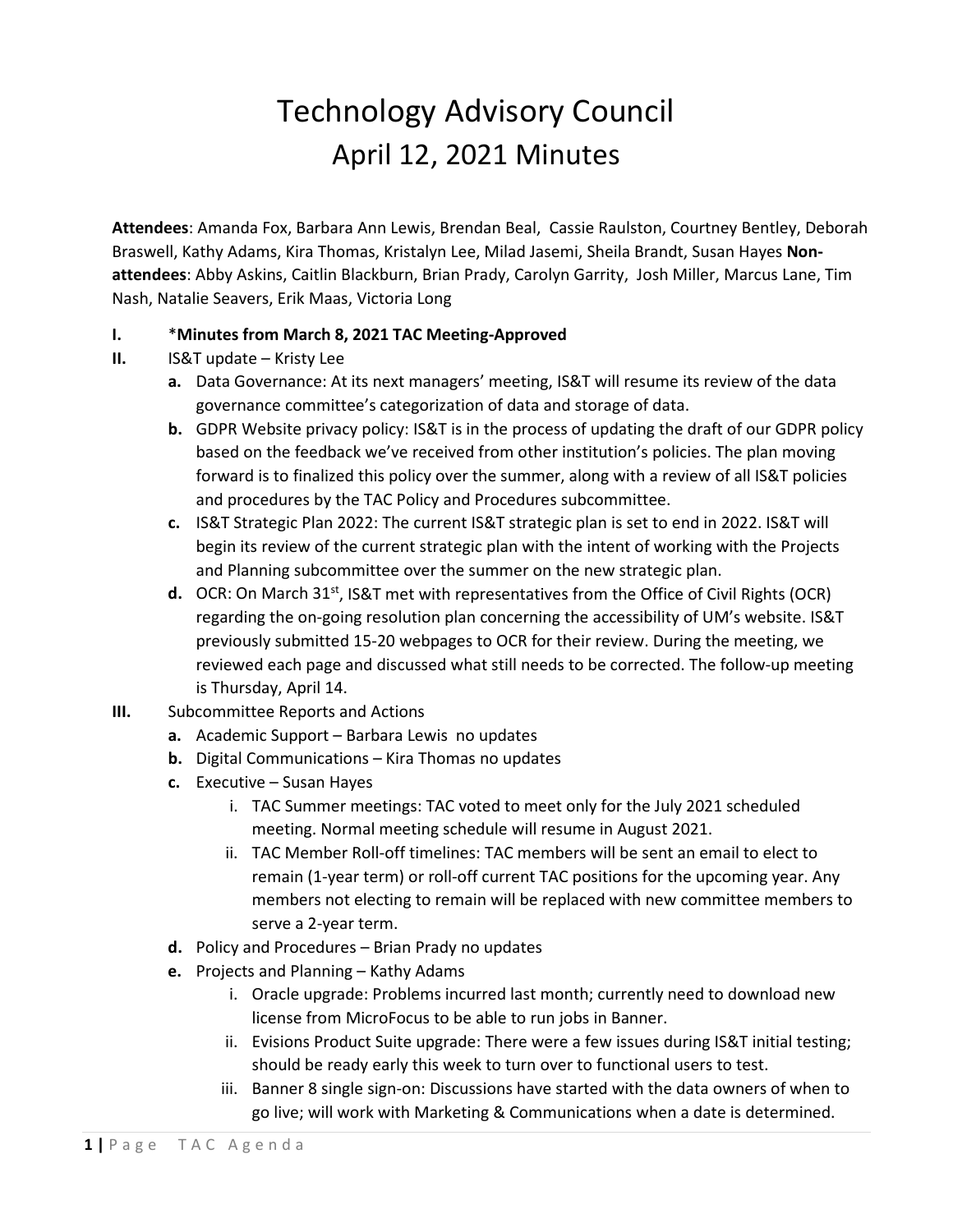# Technology Advisory Council
## April 12, 2021 Minutes

**Attendees**: Amanda Fox, Barbara Ann Lewis, Brendan Beal, Cassie Raulston, Courtney Bentley, Deborah Braswell, Kathy Adams, Kira Thomas, Kristalyn Lee, Milad Jasemi, Sheila Brandt, Susan Hayes **Non-attendees**: Abby Askins, Caitlin Blackburn, Brian Prady, Carolyn Garrity, Josh Miller, Marcus Lane, Tim Nash, Natalie Seavers, Erik Maas, Victoria Long

**I.** *__Minutes from March 8, 2021 TAC Meeting-Approved__

**II.** IS&T update – Kristy Lee

- **a.** Data Governance: At its next managers' meeting, IS&T will resume its review of the data governance committee's categorization of data and storage of data.
- **b.** GDPR Website privacy policy: IS&T is in the process of updating the draft of our GDPR policy based on the feedback we've received from other institution's policies. The plan moving forward is to finalized this policy over the summer, along with a review of all IS&T policies and procedures by the TAC Policy and Procedures subcommittee.
- **c.** IS&T Strategic Plan 2022: The current IS&T strategic plan is set to end in 2022. IS&T will begin its review of the current strategic plan with the intent of working with the Projects and Planning subcommittee over the summer on the new strategic plan.
- **d.** OCR: On March 31st, IS&T met with representatives from the Office of Civil Rights (OCR) regarding the on-going resolution plan concerning the accessibility of UM's website. IS&T previously submitted 15-20 webpages to OCR for their review. During the meeting, we reviewed each page and discussed what still needs to be corrected. The follow-up meeting is Thursday, April 14.

**III.** Subcommittee Reports and Actions

- **a.** Academic Support – Barbara Lewis no updates
- **b.** Digital Communications – Kira Thomas no updates
- **c.** Executive – Susan Hayes
  - i. TAC Summer meetings: TAC voted to meet only for the July 2021 scheduled meeting. Normal meeting schedule will resume in August 2021.
  - ii. TAC Member Roll-off timelines: TAC members will be sent an email to elect to remain (1-year term) or roll-off current TAC positions for the upcoming year. Any members not electing to remain will be replaced with new committee members to serve a 2-year term.
- **d.** Policy and Procedures – Brian Prady no updates
- **e.** Projects and Planning – Kathy Adams
  - i. Oracle upgrade: Problems incurred last month; currently need to download new license from MicroFocus to be able to run jobs in Banner.
  - ii. Evisions Product Suite upgrade: There were a few issues during IS&T initial testing; should be ready early this week to turn over to functional users to test.
  - iii. Banner 8 single sign-on: Discussions have started with the data owners of when to go live; will work with Marketing & Communications when a date is determined.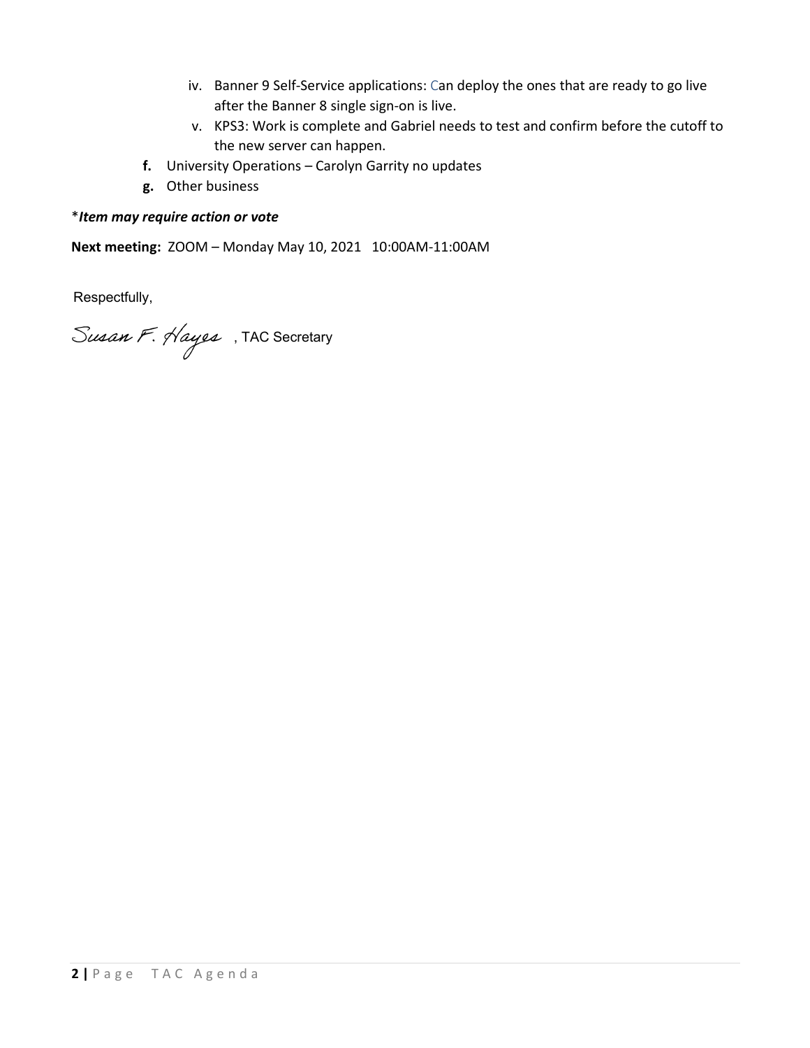iv. Banner 9 Self-Service applications: Can deploy the ones that are ready to go live after the Banner 8 single sign-on is live.

v. KPS3: Work is complete and Gabriel needs to test and confirm before the cutoff to the new server can happen.

**f.** University Operations – Carolyn Garrity no updates

**g.** Other business

****Item may require action or vote***

**Next meeting:** ZOOM – Monday May 10, 2021 10:00AM-11:00AM

Respectfully,

Susan F. Hayes, TAC Secretary